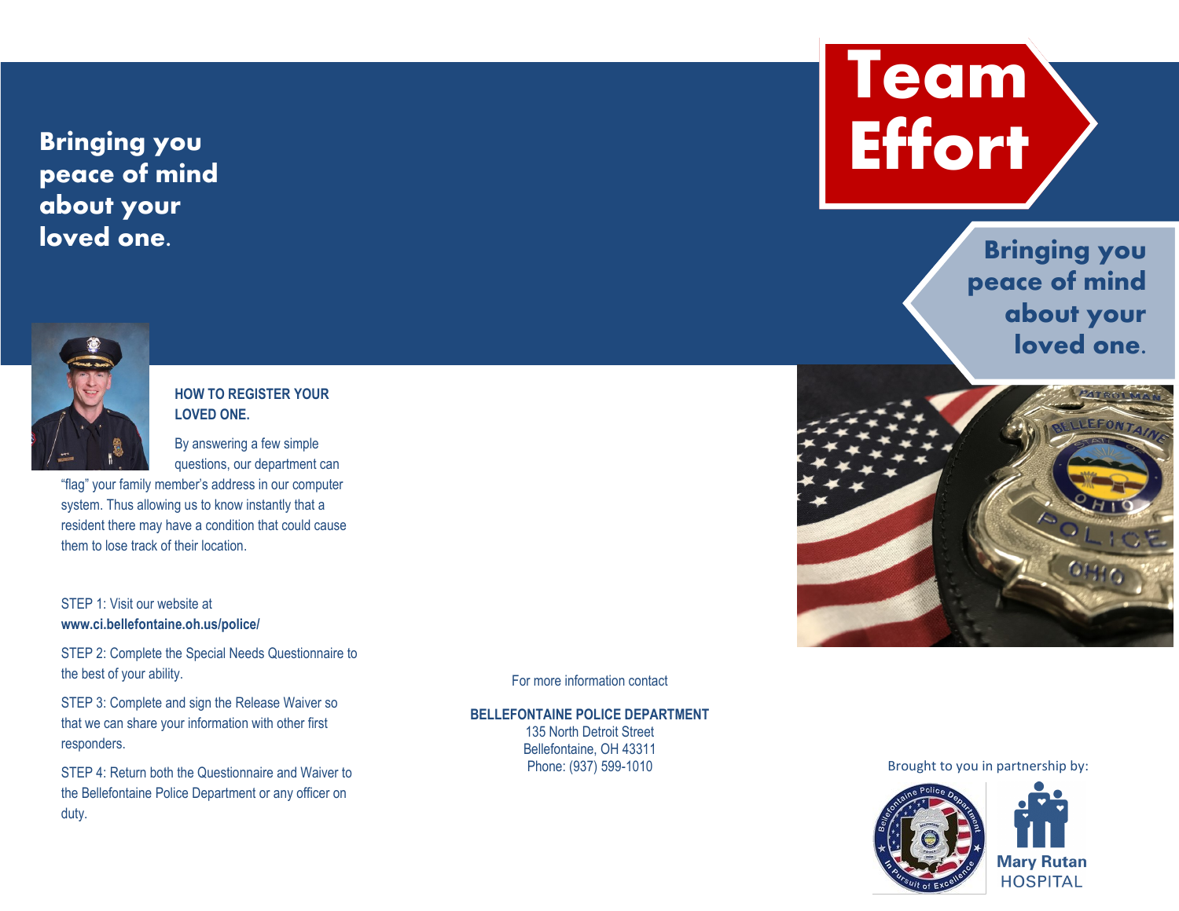**Bringing you peace of mind about your loved one.**

### HOW TO REGISTER YOUR LOVED ONE.

By answering a few simple questions, our department can "flag" your family member's address in our computer system. Thus allowing us to know instantly that a resident there may have a condition that could cause them to lose track of their location.

STEP 1: Visit our website at **www.ci.bellefontaine.oh.us/police/**

STEP 2: Complete the Special Needs Questionnaire to the best of your ability.

STEP 3: Complete and sign the Release Waiver so that we can share your information with other first responders.

STEP 4: Return both the Questionnaire and Waiver to the Bellefontaine Police Department or any officer on duty.

For more information contact

**BELLEFONTAINE POLICE DEPARTMENT**
135 North Detroit Street
Bellefontaine, OH 43311
Phone: (937) 599-1010

# Team Effort

**Bringing you peace of mind about your loved one.**

Brought to you in partnership by:

Mary Rutan HOSPITAL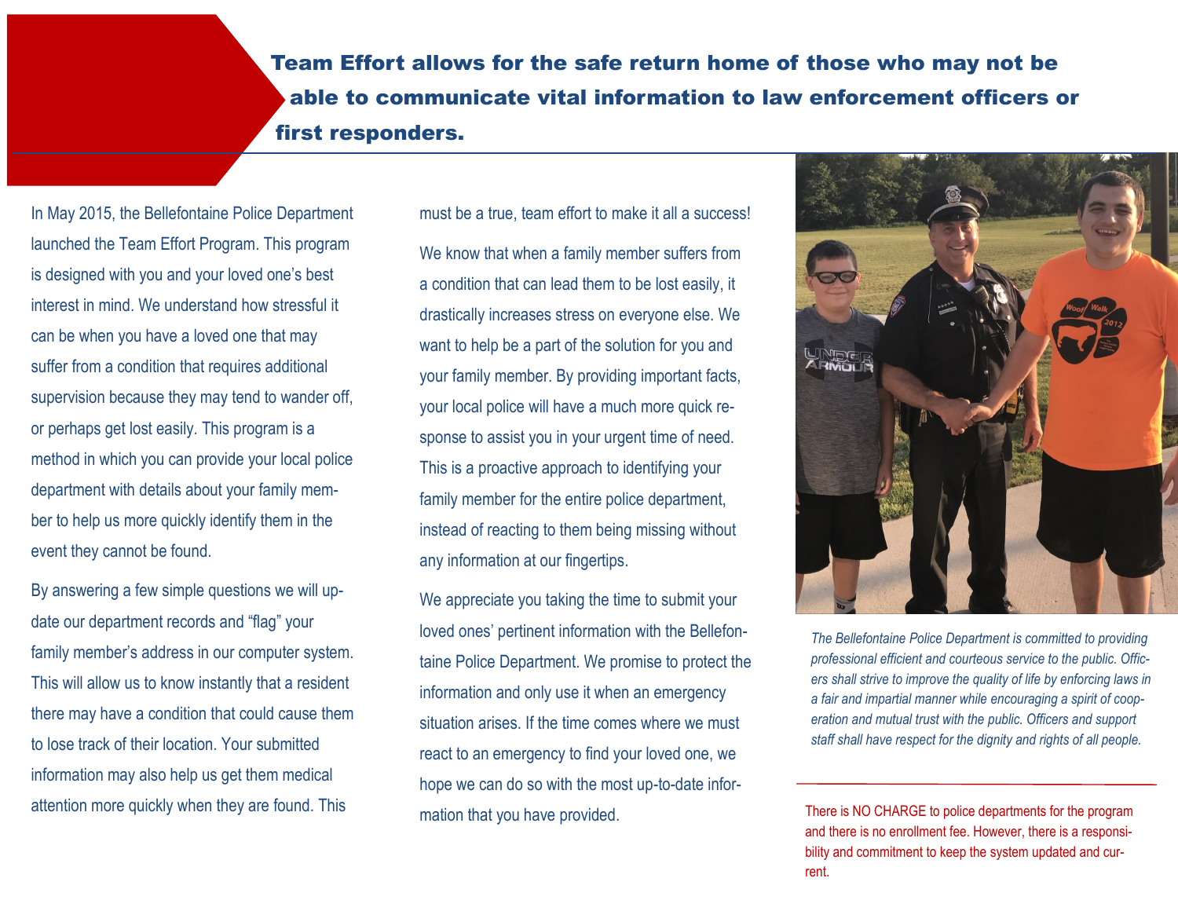## Team Effort allows for the safe return home of those who may not be able to communicate vital information to law enforcement officers or first responders.

In May 2015, the Bellefontaine Police Department launched the Team Effort Program. This program is designed with you and your loved one's best interest in mind. We understand how stressful it can be when you have a loved one that may suffer from a condition that requires additional supervision because they may tend to wander off, or perhaps get lost easily. This program is a method in which you can provide your local police department with details about your family member to help us more quickly identify them in the event they cannot be found.

By answering a few simple questions we will update our department records and "flag" your family member's address in our computer system. This will allow us to know instantly that a resident there may have a condition that could cause them to lose track of their location. Your submitted information may also help us get them medical attention more quickly when they are found. This must be a true, team effort to make it all a success!

We know that when a family member suffers from a condition that can lead them to be lost easily, it drastically increases stress on everyone else. We want to help be a part of the solution for you and your family member. By providing important facts, your local police will have a much more quick response to assist you in your urgent time of need. This is a proactive approach to identifying your family member for the entire police department, instead of reacting to them being missing without any information at our fingertips.

We appreciate you taking the time to submit your loved ones' pertinent information with the Bellefontaine Police Department. We promise to protect the information and only use it when an emergency situation arises. If the time comes where we must react to an emergency to find your loved one, we hope we can do so with the most up-to-date information that you have provided.

*The Bellefontaine Police Department is committed to providing professional efficient and courteous service to the public. Officers shall strive to improve the quality of life by enforcing laws in a fair and impartial manner while encouraging a spirit of cooperation and mutual trust with the public. Officers and support staff shall have respect for the dignity and rights of all people.*

There is NO CHARGE to police departments for the program and there is no enrollment fee. However, there is a responsibility and commitment to keep the system updated and current.